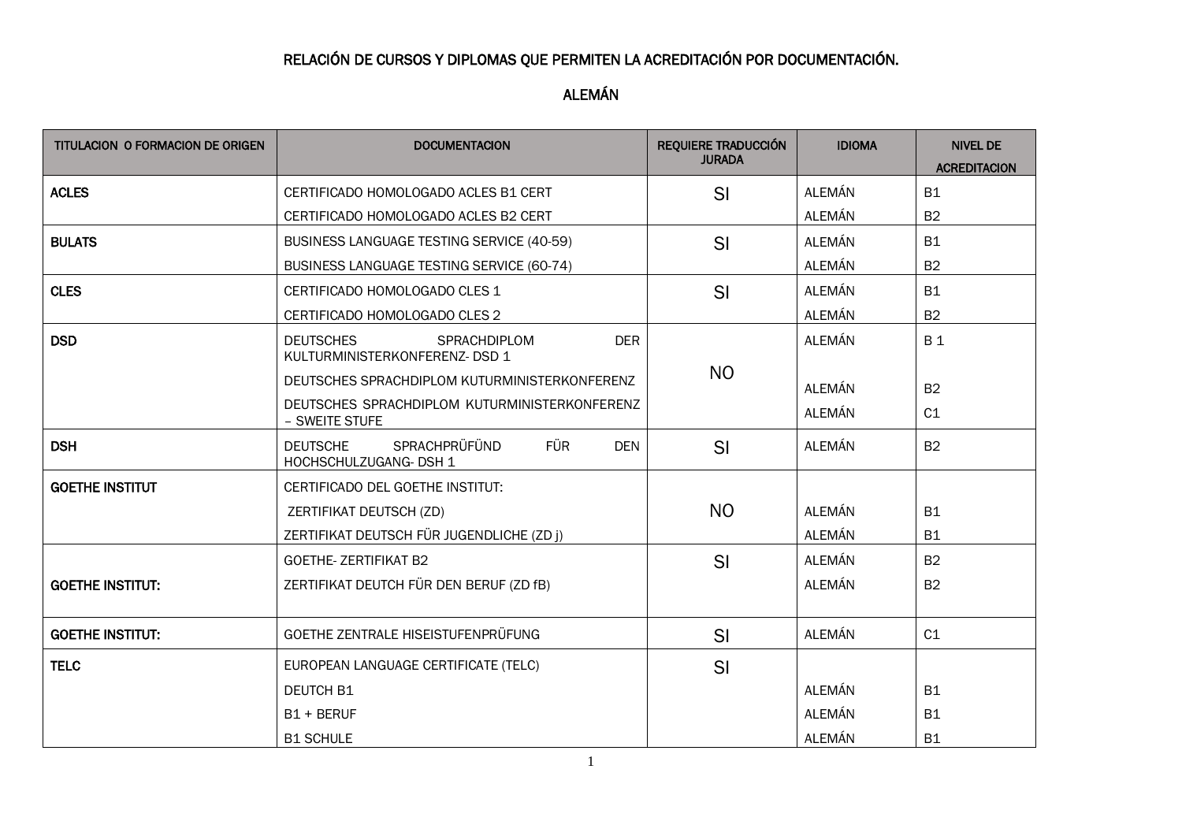# RELACIÓN DE CURSOS Y DIPLOMAS QUE PERMITEN LA ACREDITACIÓN POR DOCUMENTACIÓN.

## ALEMÁN

| TITULACION O FORMACION DE ORIGEN | DOCUMENTACION | REQUIERE TRADUCCIÓN JURADA | IDIOMA | NIVEL DE ACREDITACION |
|---|---|---|---|---|
| **ACLES** | CERTIFICADO HOMOLOGADO ACLES B1 CERT | SI | ALEMÁN | B1 |
| | CERTIFICADO HOMOLOGADO ACLES B2 CERT | | ALEMÁN | B2 |
| **BULATS** | BUSINESS LANGUAGE TESTING SERVICE (40-59) | SI | ALEMÁN | B1 |
| | BUSINESS LANGUAGE TESTING SERVICE (60-74) | | ALEMÁN | B2 |
| **CLES** | CERTIFICADO HOMOLOGADO CLES 1 | SI | ALEMÁN | B1 |
| | CERTIFICADO HOMOLOGADO CLES 2 | | ALEMÁN | B2 |
| **DSD** | DEUTSCHES SPRACHDIPLOM DER KULTURMINISTERKONFERENZ- DSD 1 | NO | ALEMÁN | B 1 |
| | DEUTSCHES SPRACHDIPLOM KUTURMINISTERKONFERENZ | | ALEMÁN | B2 |
| | DEUTSCHES SPRACHDIPLOM KUTURMINISTERKONFERENZ – SWEITE STUFE | | ALEMÁN | C1 |
| **DSH** | DEUTSCHE SPRACHPRÜFÜND FÜR DEN HOCHSCHULZUGANG- DSH 1 | SI | ALEMÁN | B2 |
| **GOETHE INSTITUT** | CERTIFICADO DEL GOETHE INSTITUT: | NO | | |
| | ZERTIFIKAT DEUTSCH (ZD) | | ALEMÁN | B1 |
| | ZERTIFIKAT DEUTSCH FÜR JUGENDLICHE (ZD j) | | ALEMÁN | B1 |
| **GOETHE INSTITUT:** | GOETHE- ZERTIFIKAT B2 | SI | ALEMÁN | B2 |
| | ZERTIFIKAT DEUTCH FÜR DEN BERUF (ZD fB) | | ALEMÁN | B2 |
| **GOETHE INSTITUT:** | GOETHE ZENTRALE HISEISTUFENPRÜFUNG | SI | ALEMÁN | C1 |
| **TELC** | EUROPEAN LANGUAGE CERTIFICATE (TELC) | SI | | |
| | DEUTCH B1 | | ALEMÁN | B1 |
| | B1 + BERUF | | ALEMÁN | B1 |
| | B1 SCHULE | | ALEMÁN | B1 |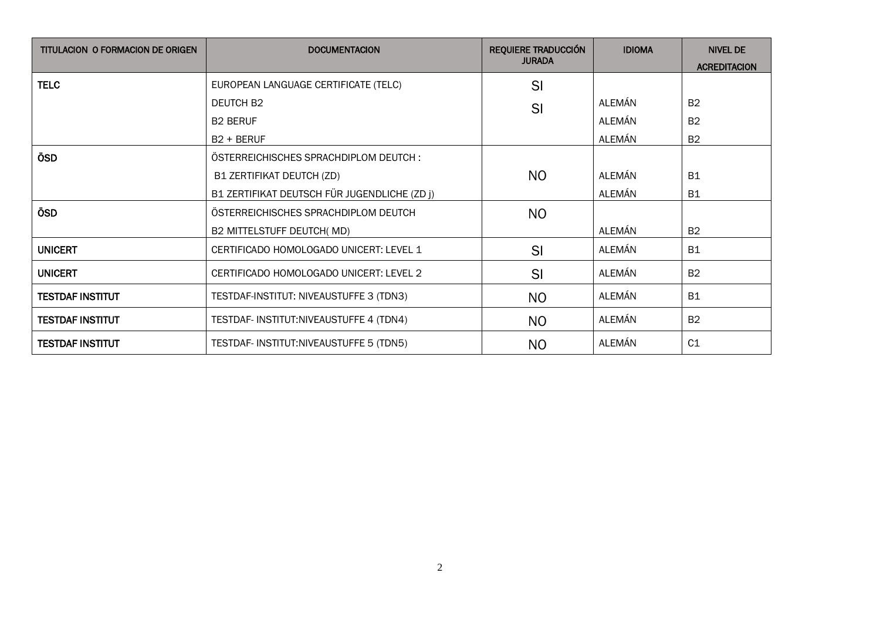| TITULACION O FORMACION DE ORIGEN | DOCUMENTACION | REQUIERE TRADUCCIÓN JURADA | IDIOMA | NIVEL DE ACREDITACION |
|---|---|---|---|---|
| **TELC** | EUROPEAN LANGUAGE CERTIFICATE (TELC) | SI | | |
| | DEUTCH B2 | SI | ALEMÁN | B2 |
| | B2 BERUF | | ALEMÁN | B2 |
| | B2 + BERUF | | ALEMÁN | B2 |
| **ÕSD** | ÖSTERREICHISCHES SPRACHDIPLOM DEUTCH : | | | |
| | B1 ZERTIFIKAT DEUTCH (ZD) | NO | ALEMÁN | B1 |
| | B1 ZERTIFIKAT DEUTSCH FÜR JUGENDLICHE (ZD j) | | ALEMÁN | B1 |
| **ÕSD** | ÖSTERREICHISCHES SPRACHDIPLOM DEUTCH | NO | | |
| | B2 MITTELSTUFF DEUTCH( MD) | | ALEMÁN | B2 |
| **UNICERT** | CERTIFICADO HOMOLOGADO UNICERT: LEVEL 1 | SI | ALEMÁN | B1 |
| **UNICERT** | CERTIFICADO HOMOLOGADO UNICERT: LEVEL 2 | SI | ALEMÁN | B2 |
| **TESTDAF INSTITUT** | TESTDAF-INSTITUT: NIVEAUSTUFFE 3 (TDN3) | NO | ALEMÁN | B1 |
| **TESTDAF INSTITUT** | TESTDAF- INSTITUT:NIVEAUSTUFFE 4 (TDN4) | NO | ALEMÁN | B2 |
| **TESTDAF INSTITUT** | TESTDAF- INSTITUT:NIVEAUSTUFFE 5 (TDN5) | NO | ALEMÁN | C1 |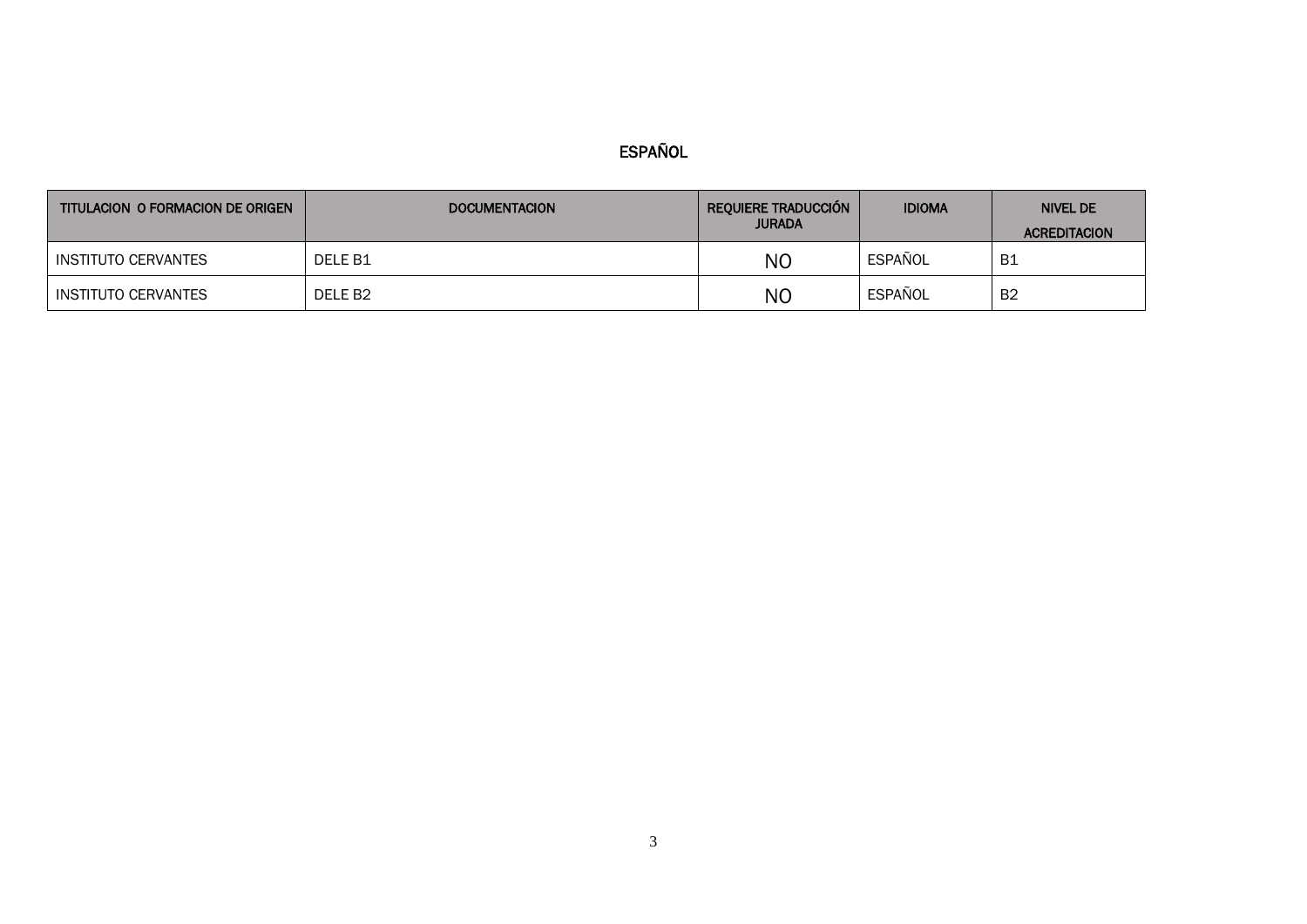## ESPAÑOL

| TITULACION O FORMACION DE ORIGEN | DOCUMENTACION | REQUIERE TRADUCCIÓN JURADA | IDIOMA | NIVEL DE ACREDITACION |
|---|---|---|---|---|
| INSTITUTO CERVANTES | DELE B1 | NO | ESPAÑOL | B1 |
| INSTITUTO CERVANTES | DELE B2 | NO | ESPAÑOL | B2 |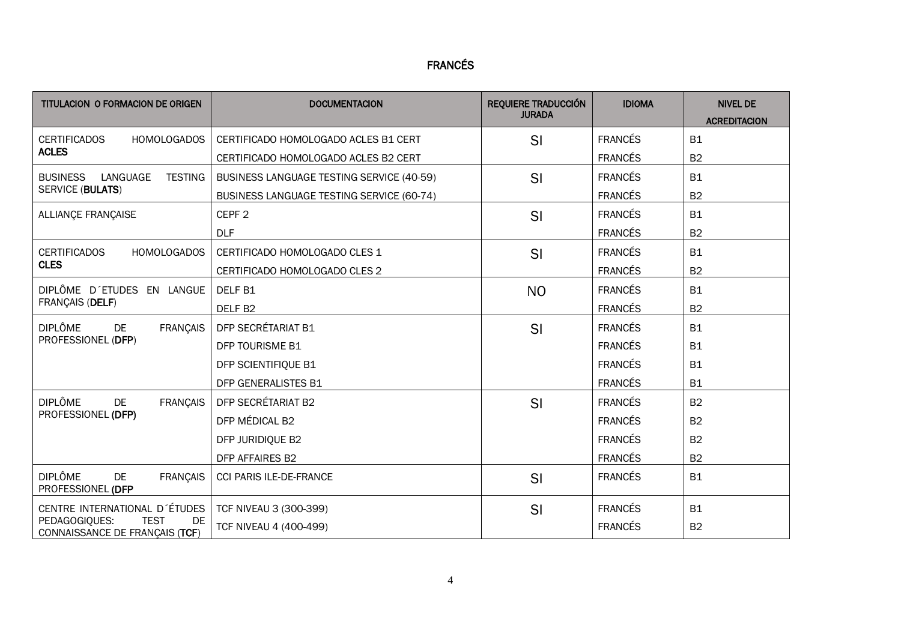# FRANCÉS

| TITULACION O FORMACION DE ORIGEN | DOCUMENTACION | REQUIERE TRADUCCIÓN JURADA | IDIOMA | NIVEL DE ACREDITACION |
|---|---|---|---|---|
| CERTIFICADOS HOMOLOGADOS **ACLES** | CERTIFICADO HOMOLOGADO ACLES B1 CERT | SI | FRANCÉS | B1 |
| | CERTIFICADO HOMOLOGADO ACLES B2 CERT | | FRANCÉS | B2 |
| BUSINESS LANGUAGE TESTING SERVICE (**BULATS**) | BUSINESS LANGUAGE TESTING SERVICE (40-59) | SI | FRANCÉS | B1 |
| | BUSINESS LANGUAGE TESTING SERVICE (60-74) | | FRANCÉS | B2 |
| ALLIANÇE FRANÇAISE | CEPF 2 | SI | FRANCÉS | B1 |
| | DLF | | FRANCÉS | B2 |
| CERTIFICADOS HOMOLOGADOS **CLES** | CERTIFICADO HOMOLOGADO CLES 1 | SI | FRANCÉS | B1 |
| | CERTIFICADO HOMOLOGADO CLES 2 | | FRANCÉS | B2 |
| DIPLÔME D´ETUDES EN LANGUE FRANÇAIS (**DELF**) | DELF B1 | NO | FRANCÉS | B1 |
| | DELF B2 | | FRANCÉS | B2 |
| DIPLÔME DE FRANÇAIS PROFESSIONEL (**DFP**) | DFP SECRÉTARIAT B1 | SI | FRANCÉS | B1 |
| | DFP TOURISME B1 | | FRANCÉS | B1 |
| | DFP SCIENTIFIQUE B1 | | FRANCÉS | B1 |
| | DFP GENERALISTES B1 | | FRANCÉS | B1 |
| DIPLÔME DE FRANÇAIS PROFESSIONEL **(DFP)** | DFP SECRÉTARIAT B2 | SI | FRANCÉS | B2 |
| | DFP MÉDICAL B2 | | FRANCÉS | B2 |
| | DFP JURIDIQUE B2 | | FRANCÉS | B2 |
| | DFP AFFAIRES B2 | | FRANCÉS | B2 |
| DIPLÔME DE FRANÇAIS PROFESSIONEL **(DFP** | CCI PARIS ILE-DE-FRANCE | SI | FRANCÉS | B1 |
| CENTRE INTERNATIONAL D´ÉTUDES PEDAGOGIQUES: TEST DE CONNAISSANCE DE FRANÇAIS (**TCF**) | TCF NIVEAU 3 (300-399) | SI | FRANCÉS | B1 |
| | TCF NIVEAU 4 (400-499) | | FRANCÉS | B2 |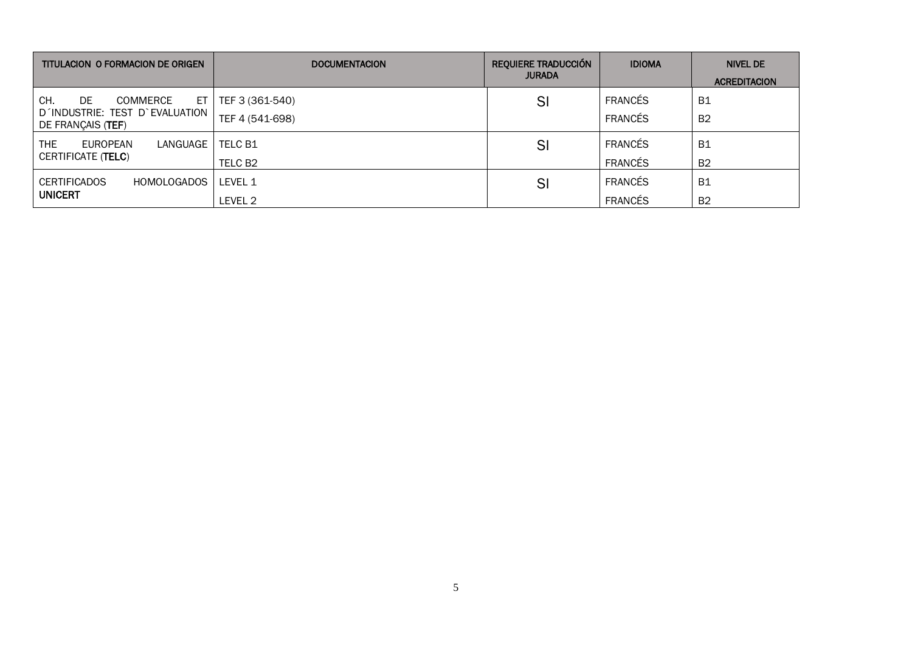| TITULACION O FORMACION DE ORIGEN | DOCUMENTACION | REQUIERE TRADUCCIÓN JURADA | IDIOMA | NIVEL DE ACREDITACION |
|---|---|---|---|---|
| CH. DE COMMERCE ET D´INDUSTRIE: TEST D`EVALUATION DE FRANÇAIS (**TEF**) | TEF 3 (361-540) | SI | FRANCÉS | B1 |
| | TEF 4 (541-698) | | FRANCÉS | B2 |
| THE EUROPEAN LANGUAGE CERTIFICATE (**TELC**) | TELC B1 | SI | FRANCÉS | B1 |
| | TELC B2 | | FRANCÉS | B2 |
| CERTIFICADOS HOMOLOGADOS **UNICERT** | LEVEL 1 | SI | FRANCÉS | B1 |
| | LEVEL 2 | | FRANCÉS | B2 |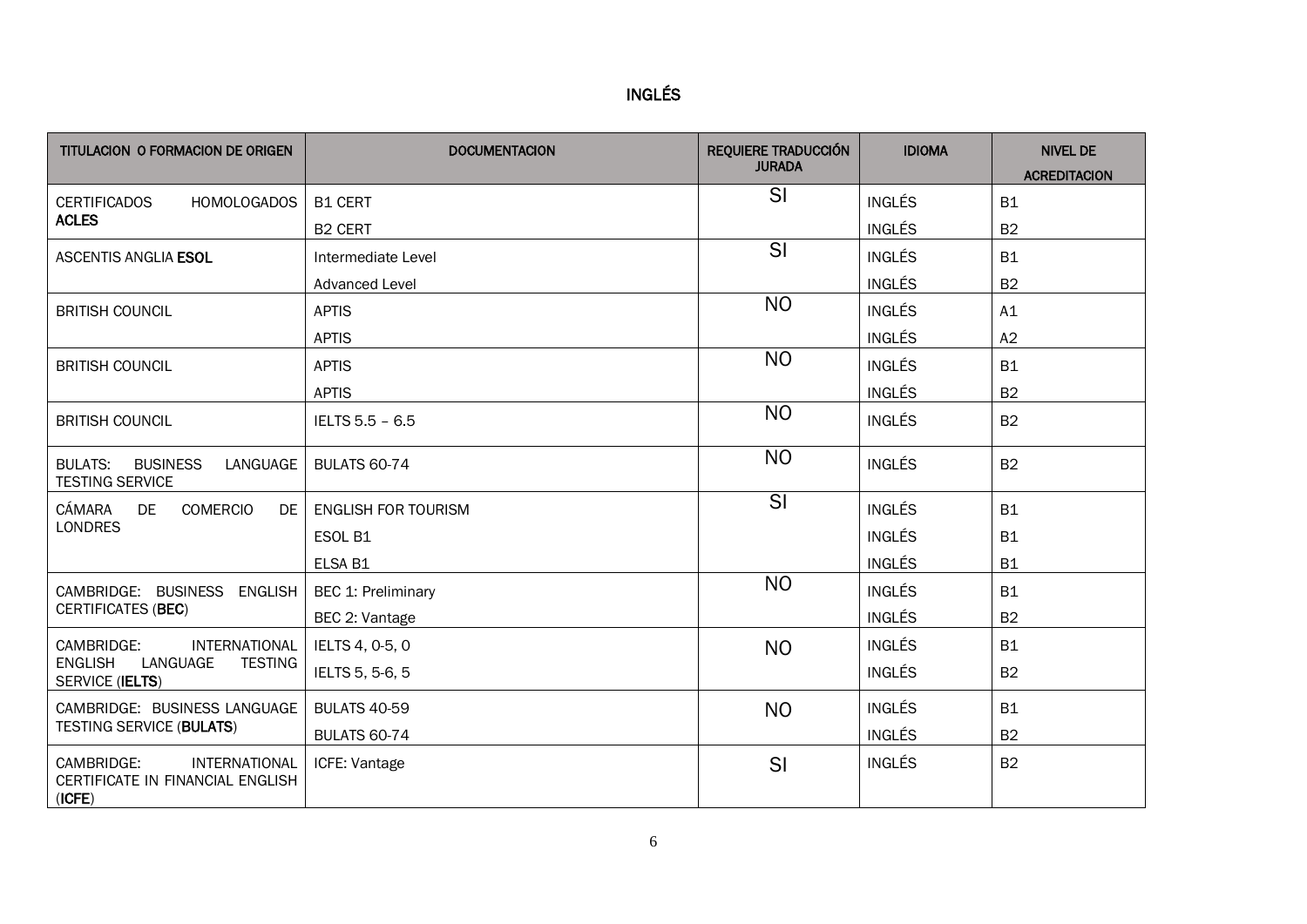# INGLÉS

| TITULACION O FORMACION DE ORIGEN | DOCUMENTACION | REQUIERE TRADUCCIÓN JURADA | IDIOMA | NIVEL DE ACREDITACION |
|---|---|---|---|---|
| CERTIFICADOS HOMOLOGADOS **ACLES** | B1 CERT | SI | INGLÉS | B1 |
| | B2 CERT | | INGLÉS | B2 |
| ASCENTIS ANGLIA **ESOL** | Intermediate Level | SI | INGLÉS | B1 |
| | Advanced Level | | INGLÉS | B2 |
| BRITISH COUNCIL | APTIS | NO | INGLÉS | A1 |
| | APTIS | | INGLÉS | A2 |
| BRITISH COUNCIL | APTIS | NO | INGLÉS | B1 |
| | APTIS | | INGLÉS | B2 |
| BRITISH COUNCIL | IELTS 5.5 – 6.5 | NO | INGLÉS | B2 |
| BULATS: BUSINESS LANGUAGE TESTING SERVICE | BULATS 60-74 | NO | INGLÉS | B2 |
| CÁMARA DE COMERCIO DE LONDRES | ENGLISH FOR TOURISM | SI | INGLÉS | B1 |
| | ESOL B1 | | INGLÉS | B1 |
| | ELSA B1 | | INGLÉS | B1 |
| CAMBRIDGE: BUSINESS ENGLISH CERTIFICATES (**BEC**) | BEC 1: Preliminary | NO | INGLÉS | B1 |
| | BEC 2: Vantage | | INGLÉS | B2 |
| CAMBRIDGE: INTERNATIONAL ENGLISH LANGUAGE TESTING SERVICE (**IELTS**) | IELTS 4, 0-5, 0 | NO | INGLÉS | B1 |
| | IELTS 5, 5-6, 5 | | INGLÉS | B2 |
| CAMBRIDGE: BUSINESS LANGUAGE TESTING SERVICE (**BULATS**) | BULATS 40-59 | NO | INGLÉS | B1 |
| | BULATS 60-74 | | INGLÉS | B2 |
| CAMBRIDGE: INTERNATIONAL CERTIFICATE IN FINANCIAL ENGLISH (**ICFE**) | ICFE: Vantage | SI | INGLÉS | B2 |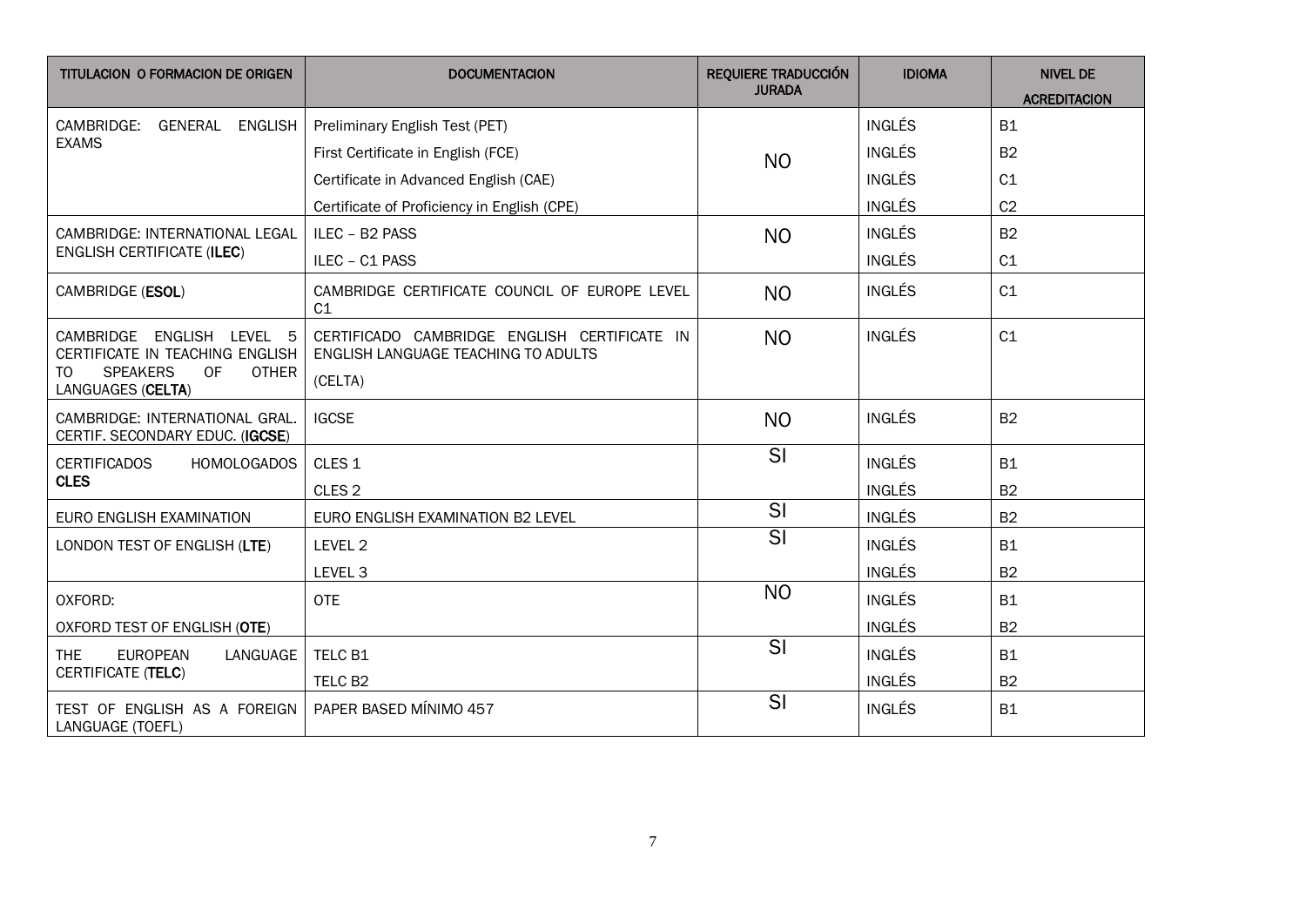| TITULACION O FORMACION DE ORIGEN | DOCUMENTACION | REQUIERE TRADUCCIÓN JURADA | IDIOMA | NIVEL DE ACREDITACION |
|---|---|---|---|---|
| CAMBRIDGE: GENERAL ENGLISH EXAMS | Preliminary English Test (PET) | NO | INGLÉS | B1 |
| | First Certificate in English (FCE) | | INGLÉS | B2 |
| | Certificate in Advanced English (CAE) | | INGLÉS | C1 |
| | Certificate of Proficiency in English (CPE) | | INGLÉS | C2 |
| CAMBRIDGE: INTERNATIONAL LEGAL ENGLISH CERTIFICATE (**ILEC**) | ILEC – B2 PASS | NO | INGLÉS | B2 |
| | ILEC – C1 PASS | | INGLÉS | C1 |
| CAMBRIDGE (**ESOL**) | CAMBRIDGE CERTIFICATE COUNCIL OF EUROPE LEVEL C1 | NO | INGLÉS | C1 |
| CAMBRIDGE ENGLISH LEVEL 5 CERTIFICATE IN TEACHING ENGLISH TO SPEAKERS OF OTHER LANGUAGES (**CELTA**) | CERTIFICADO CAMBRIDGE ENGLISH CERTIFICATE IN ENGLISH LANGUAGE TEACHING TO ADULTS (CELTA) | NO | INGLÉS | C1 |
| CAMBRIDGE: INTERNATIONAL GRAL. CERTIF. SECONDARY EDUC. (**IGCSE**) | IGCSE | NO | INGLÉS | B2 |
| CERTIFICADOS HOMOLOGADOS **CLES** | CLES 1 | SI | INGLÉS | B1 |
| | CLES 2 | | INGLÉS | B2 |
| EURO ENGLISH EXAMINATION | EURO ENGLISH EXAMINATION B2 LEVEL | SI | INGLÉS | B2 |
| LONDON TEST OF ENGLISH (**LTE**) | LEVEL 2 | SI | INGLÉS | B1 |
| | LEVEL 3 | | INGLÉS | B2 |
| OXFORD: | OTE | NO | INGLÉS | B1 |
| OXFORD TEST OF ENGLISH (**OTE**) | | | INGLÉS | B2 |
| THE EUROPEAN LANGUAGE CERTIFICATE (**TELC**) | TELC B1 | SI | INGLÉS | B1 |
| | TELC B2 | | INGLÉS | B2 |
| TEST OF ENGLISH AS A FOREIGN LANGUAGE (TOEFL) | PAPER BASED MÍNIMO 457 | SI | INGLÉS | B1 |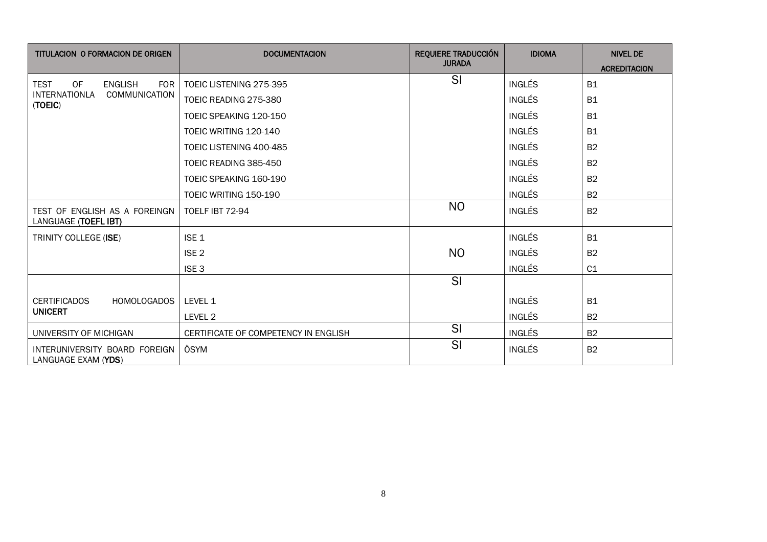| TITULACION O FORMACION DE ORIGEN | DOCUMENTACION | REQUIERE TRADUCCIÓN JURADA | IDIOMA | NIVEL DE ACREDITACION |
|---|---|---|---|---|
| TEST OF ENGLISH FOR INTERNATIONLA COMMUNICATION (**TOEIC**) | TOEIC LISTENING 275-395 | SI | INGLÉS | B1 |
| | TOEIC READING 275-380 | | INGLÉS | B1 |
| | TOEIC SPEAKING 120-150 | | INGLÉS | B1 |
| | TOEIC WRITING 120-140 | | INGLÉS | B1 |
| | TOEIC LISTENING 400-485 | | INGLÉS | B2 |
| | TOEIC READING 385-450 | | INGLÉS | B2 |
| | TOEIC SPEAKING 160-190 | | INGLÉS | B2 |
| | TOEIC WRITING 150-190 | | INGLÉS | B2 |
| TEST OF ENGLISH AS A FOREINGN LANGUAGE (**TOEFL IBT**) | TOELF IBT 72-94 | NO | INGLÉS | B2 |
| TRINITY COLLEGE (**ISE**) | ISE 1 | | INGLÉS | B1 |
| | ISE 2 | NO | INGLÉS | B2 |
| | ISE 3 | | INGLÉS | C1 |
| CERTIFICADOS HOMOLOGADOS **UNICERT** | | SI | | |
| | LEVEL 1 | | INGLÉS | B1 |
| | LEVEL 2 | | INGLÉS | B2 |
| UNIVERSITY OF MICHIGAN | CERTIFICATE OF COMPETENCY IN ENGLISH | SI | INGLÉS | B2 |
| INTERUNIVERSITY BOARD FOREIGN LANGUAGE EXAM (**YDS**) | ÖSYM | SI | INGLÉS | B2 |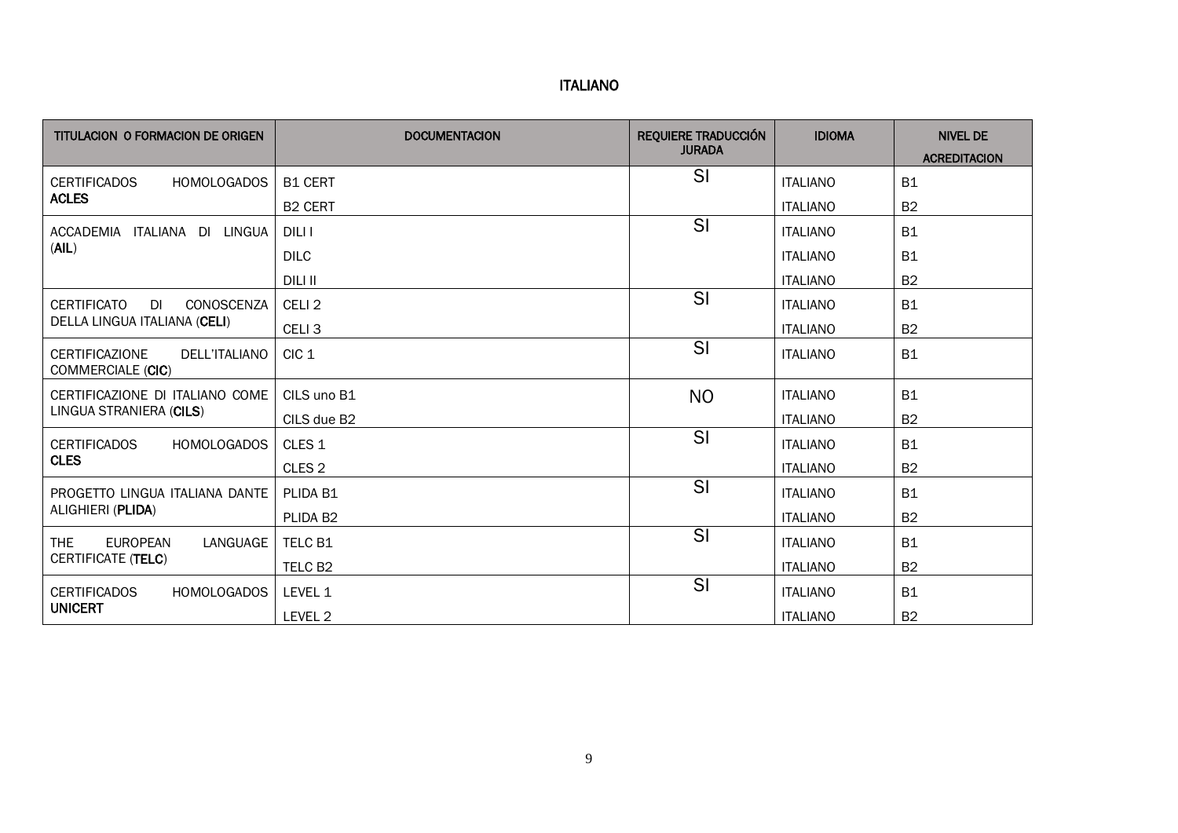## ITALIANO

| TITULACION O FORMACION DE ORIGEN | DOCUMENTACION | REQUIERE TRADUCCIÓN JURADA | IDIOMA | NIVEL DE ACREDITACION |
|---|---|---|---|---|
| CERTIFICADOS HOMOLOGADOS **ACLES** | B1 CERT | SI | ITALIANO | B1 |
| | B2 CERT | | ITALIANO | B2 |
| ACCADEMIA ITALIANA DI LINGUA (**AIL**) | DILI I | SI | ITALIANO | B1 |
| | DILC | | ITALIANO | B1 |
| | DILI II | | ITALIANO | B2 |
| CERTIFICATO DI CONOSCENZA DELLA LINGUA ITALIANA (**CELI**) | CELI 2 | SI | ITALIANO | B1 |
| | CELI 3 | | ITALIANO | B2 |
| CERTIFICAZIONE DELL'ITALIANO COMMERCIALE (**CIC**) | CIC 1 | SI | ITALIANO | B1 |
| CERTIFICAZIONE DI ITALIANO COME LINGUA STRANIERA (**CILS**) | CILS uno B1 | NO | ITALIANO | B1 |
| | CILS due B2 | | ITALIANO | B2 |
| CERTIFICADOS HOMOLOGADOS **CLES** | CLES 1 | SI | ITALIANO | B1 |
| | CLES 2 | | ITALIANO | B2 |
| PROGETTO LINGUA ITALIANA DANTE ALIGHIERI (**PLIDA**) | PLIDA B1 | SI | ITALIANO | B1 |
| | PLIDA B2 | | ITALIANO | B2 |
| THE EUROPEAN LANGUAGE CERTIFICATE (**TELC**) | TELC B1 | SI | ITALIANO | B1 |
| | TELC B2 | | ITALIANO | B2 |
| CERTIFICADOS HOMOLOGADOS **UNICERT** | LEVEL 1 | SI | ITALIANO | B1 |
| | LEVEL 2 | | ITALIANO | B2 |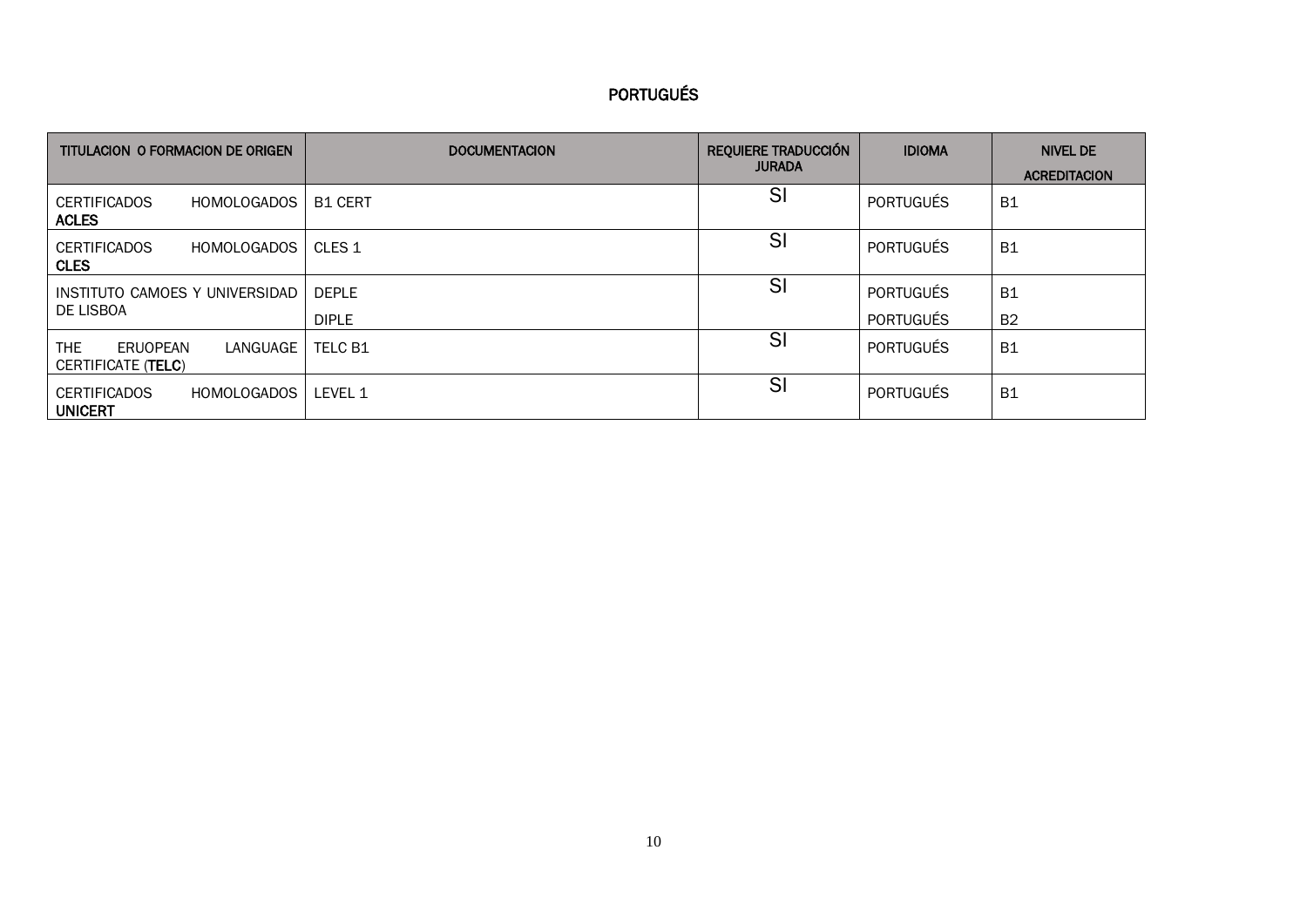# PORTUGUÉS

| TITULACION O FORMACION DE ORIGEN | DOCUMENTACION | REQUIERE TRADUCCIÓN JURADA | IDIOMA | NIVEL DE ACREDITACION |
|---|---|---|---|---|
| CERTIFICADOS HOMOLOGADOS **ACLES** | B1 CERT | SI | PORTUGUÉS | B1 |
| CERTIFICADOS HOMOLOGADOS **CLES** | CLES 1 | SI | PORTUGUÉS | B1 |
| INSTITUTO CAMOES Y UNIVERSIDAD DE LISBOA | DEPLE<br>DIPLE | SI | PORTUGUÉS<br>PORTUGUÉS | B1<br>B2 |
| THE ERUOPEAN LANGUAGE CERTIFICATE (**TELC**) | TELC B1 | SI | PORTUGUÉS | B1 |
| CERTIFICADOS HOMOLOGADOS **UNICERT** | LEVEL 1 | SI | PORTUGUÉS | B1 |